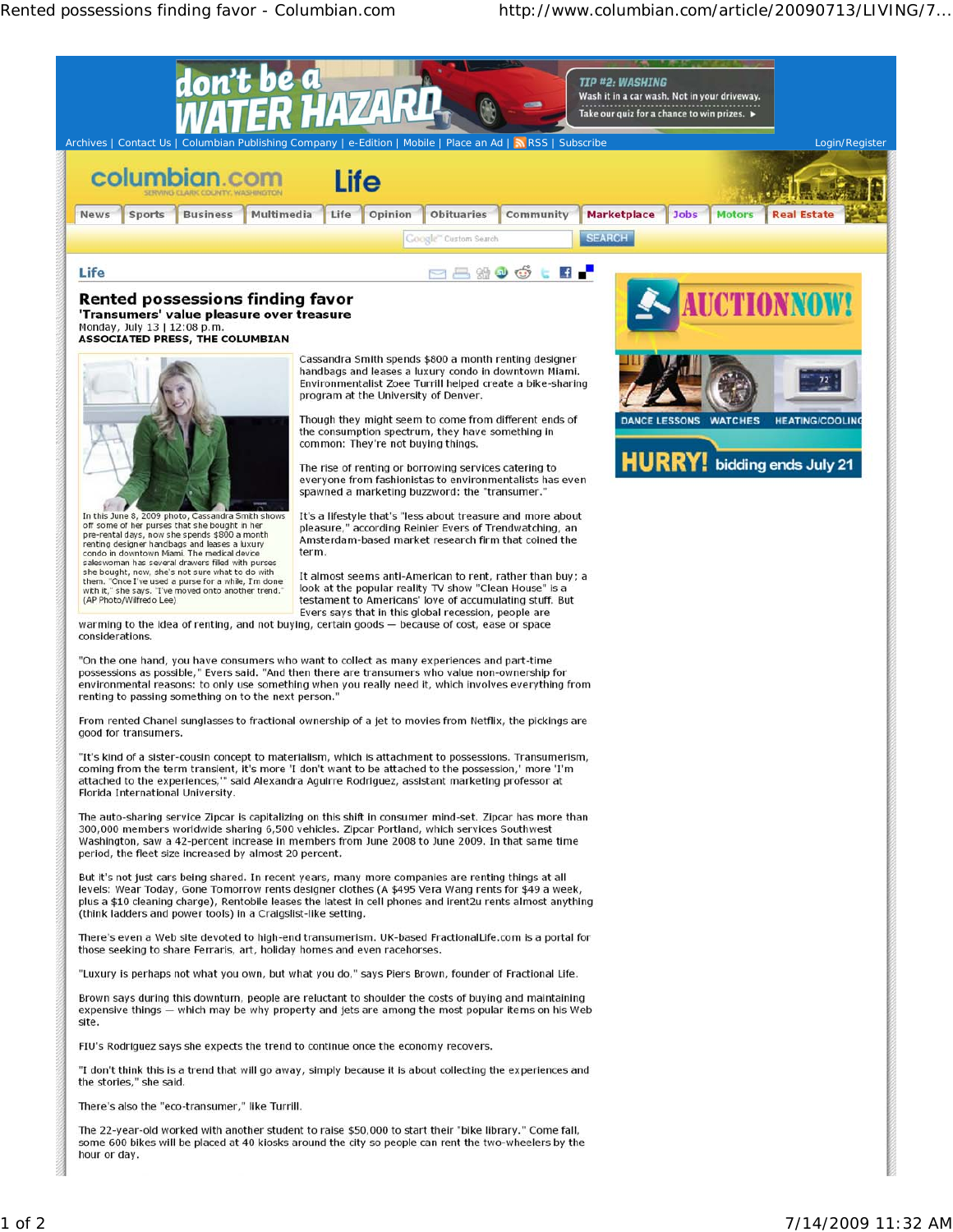# Rented possessions finding favor

### 'Transumers' value pleasure over treasure

Monday, July 13 | 12:08 p.m.

**ASSOCIATED PRESS, THE COLUMBIAN**

In this June 8, 2009 photo, Cassandra Smith shows off some of her purses that she bought in her pre-rental days, now she spends $800 a month renting designer handbags and leases a luxury condo in downtown Miami. The medical device saleswoman has several drawers filled with purses she bought, now, she's not sure what to do with them. "Once I've used a purse for a while, I'm done with it," she says. "I've moved onto another trend." (AP Photo/Wilfredo Lee)

Cassandra Smith spends $800 a month renting designer handbags and leases a luxury condo in downtown Miami. Environmentalist Zoee Turrill helped create a bike-sharing program at the University of Denver.

Though they might seem to come from different ends of the consumption spectrum, they have something in common: They're not buying things.

The rise of renting or borrowing services catering to everyone from fashionistas to environmentalists has even spawned a marketing buzzword: the "transumer."

It's a lifestyle that's "less about treasure and more about pleasure," according Reinier Evers of Trendwatching, an Amsterdam-based market research firm that coined the term.

It almost seems anti-American to rent, rather than buy; a look at the popular reality TV show "Clean House" is a testament to Americans' love of accumulating stuff. But Evers says that in this global recession, people are warming to the idea of renting, and not buying, certain goods — because of cost, ease or space considerations.

"On the one hand, you have consumers who want to collect as many experiences and part-time possessions as possible," Evers said. "And then there are transumers who value non-ownership for environmental reasons: to only use something when you really need it, which involves everything from renting to passing something on to the next person."

From rented Chanel sunglasses to fractional ownership of a jet to movies from Netflix, the pickings are good for transumers.

"It's kind of a sister-cousin concept to materialism, which is attachment to possessions. Transumerism, coming from the term transient, it's more 'I don't want to be attached to the possession,' more 'I'm attached to the experiences,'" said Alexandra Aguirre Rodriguez, assistant marketing professor at Florida International University.

The auto-sharing service Zipcar is capitalizing on this shift in consumer mind-set. Zipcar has more than 300,000 members worldwide sharing 6,500 vehicles. Zipcar Portland, which services Southwest Washington, saw a 42-percent increase in members from June 2008 to June 2009. In that same time period, the fleet size increased by almost 20 percent.

But it's not just cars being shared. In recent years, many more companies are renting things at all levels: Wear Today, Gone Tomorrow rents designer clothes (A $495 Vera Wang rents for $49 a week, plus a $10 cleaning charge), Rentobile leases the latest in cell phones and Irent2u rents almost anything (think ladders and power tools) in a Craigslist-like setting.

There's even a Web site devoted to high-end transumerism. UK-based FractionalLife.com is a portal for those seeking to share Ferraris, art, holiday homes and even racehorses.

"Luxury is perhaps not what you own, but what you do," says Piers Brown, founder of Fractional Life.

Brown says during this downturn, people are reluctant to shoulder the costs of buying and maintaining expensive things — which may be why property and jets are among the most popular items on his Web site.

FIU's Rodriguez says she expects the trend to continue once the economy recovers.

"I don't think this is a trend that will go away, simply because it is about collecting the experiences and the stories," she said.

There's also the "eco-transumer," like Turrill.

The 22-year-old worked with another student to raise $50,000 to start their "bike library." Come fall, some 600 bikes will be placed at 40 kiosks around the city so people can rent the two-wheelers by the hour or day.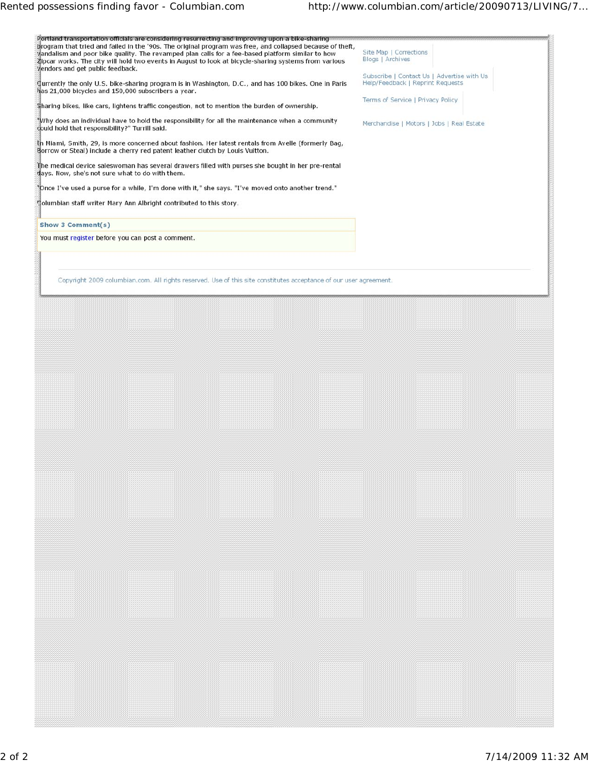Portland transportation officials are considering resurrecting and improving upon a bike-sharing program that tried and failed in the '90s. The original program was free, and collapsed because of theft, vandalism and poor bike quality. The revamped plan calls for a fee-based platform similar to how Zipcar works. The city will hold two events in August to look at bicycle-sharing systems from various vendors and get public feedback.

Currently the only U.S. bike-sharing program is in Washington, D.C., and has 100 bikes. One in Paris has 21,000 bicycles and 150,000 subscribers a year.

Sharing bikes, like cars, lightens traffic congestion, not to mention the burden of ownership.

"Why does an individual have to hold the responsibility for all the maintenance when a community could hold that responsibility?" Turrill said.

In Miami, Smith, 29, is more concerned about fashion. Her latest rentals from Avelle (formerly Bag, Borrow or Steal) include a cherry red patent leather clutch by Louis Vuitton.

The medical device saleswoman has several drawers filled with purses she bought in her pre-rental days. Now, she's not sure what to do with them.

"Once I've used a purse for a while, I'm done with it," she says. "I've moved onto another trend."

Columbian staff writer Mary Ann Albright contributed to this story.

**Show 3 Comment(s)**

You must register before you can post a comment.

Site Map | Corrections
Blogs | Archives

Subscribe | Contact Us | Advertise with Us
Help/Feedback | Reprint Requests

Terms of Service | Privacy Policy

Merchandise | Motors | Jobs | Real Estate

Copyright 2009 columbian.com. All rights reserved. Use of this site constitutes acceptance of our user agreement.